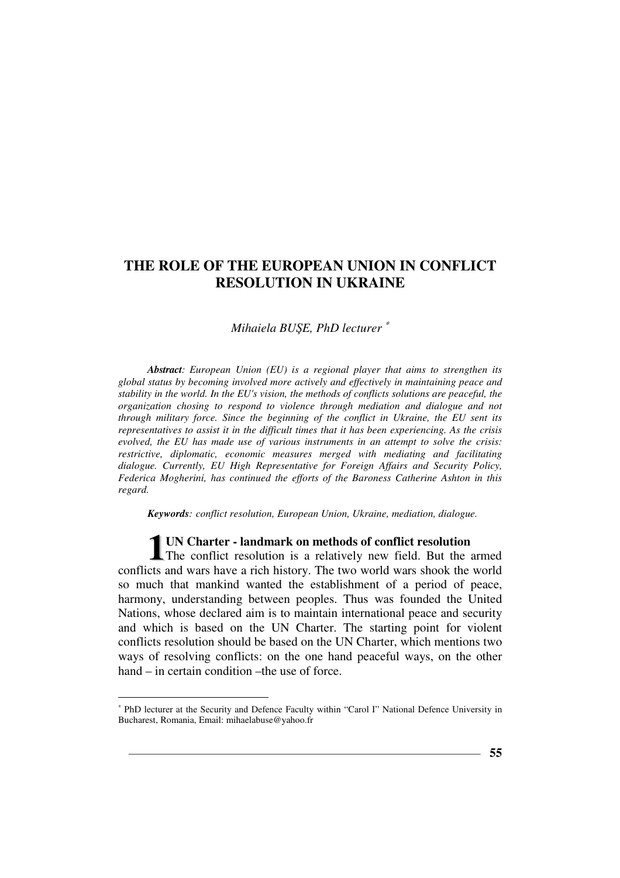# THE ROLE OF THE EUROPEAN UNION IN CONFLICT RESOLUTION IN UKRAINE

*Mihaiela BUŞE, PhD lecturer* [*]

***Abstract**: European Union (EU) is a regional player that aims to strengthen its global status by becoming involved more actively and effectively in maintaining peace and stability in the world. In the EU's vision, the methods of conflicts solutions are peaceful, the organization chosing to respond to violence through mediation and dialogue and not through military force. Since the beginning of the conflict in Ukraine, the EU sent its representatives to assist it in the difficult times that it has been experiencing. As the crisis evolved, the EU has made use of various instruments in an attempt to solve the crisis: restrictive, diplomatic, economic measures merged with mediating and facilitating dialogue. Currently, EU High Representative for Foreign Affairs and Security Policy, Federica Mogherini, has continued the efforts of the Baroness Catherine Ashton in this regard.*

***Keywords**: conflict resolution, European Union, Ukraine, mediation, dialogue.*

## 1. UN Charter - landmark on methods of conflict resolution

The conflict resolution is a relatively new field. But the armed conflicts and wars have a rich history. The two world wars shook the world so much that mankind wanted the establishment of a period of peace, harmony, understanding between peoples. Thus was founded the United Nations, whose declared aim is to maintain international peace and security and which is based on the UN Charter. The starting point for violent conflicts resolution should be based on the UN Charter, which mentions two ways of resolving conflicts: on the one hand peaceful ways, on the other hand – in certain condition –the use of force.

---

[*] PhD lecturer at the Security and Defence Faculty within "Carol I" National Defence University in Bucharest, Romania, Email: mihaelabuse@yahoo.fr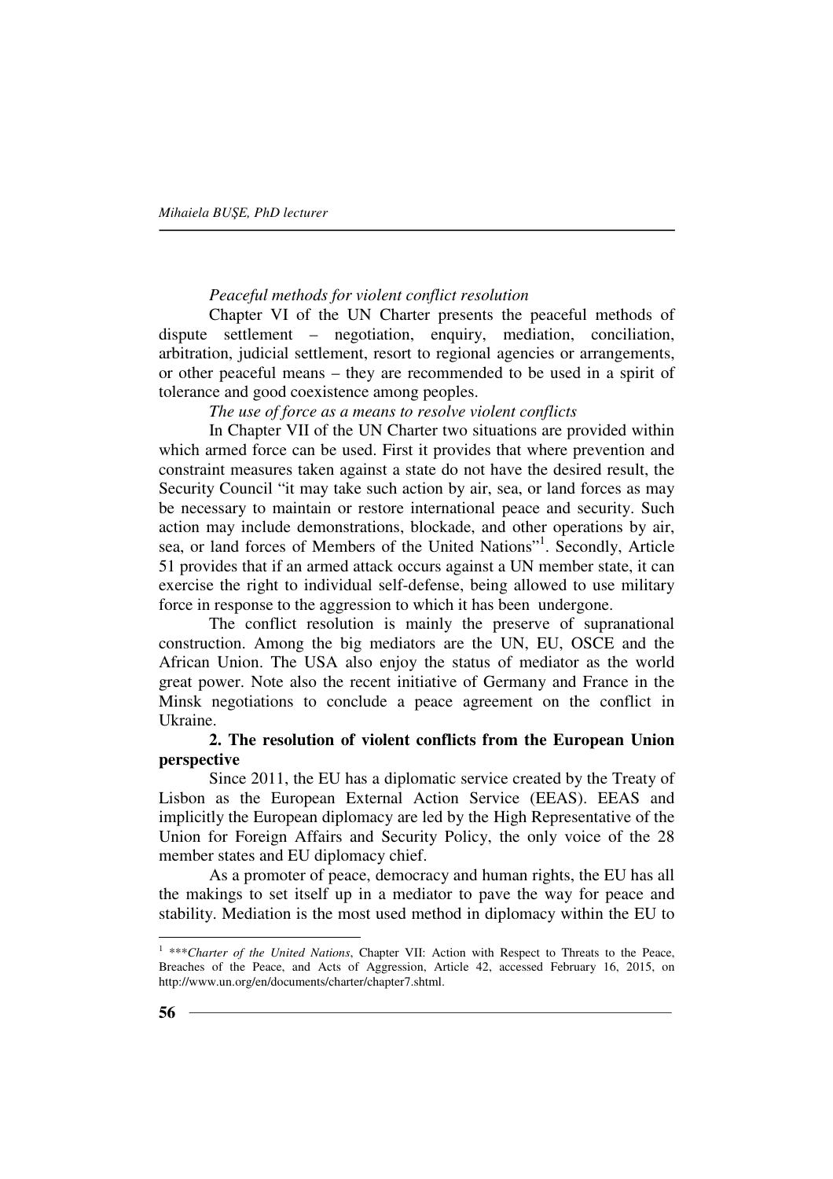*Peaceful methods for violent conflict resolution*

Chapter VI of the UN Charter presents the peaceful methods of dispute settlement – negotiation, enquiry, mediation, conciliation, arbitration, judicial settlement, resort to regional agencies or arrangements, or other peaceful means – they are recommended to be used in a spirit of tolerance and good coexistence among peoples.

*The use of force as a means to resolve violent conflicts*

In Chapter VII of the UN Charter two situations are provided within which armed force can be used. First it provides that where prevention and constraint measures taken against a state do not have the desired result, the Security Council "it may take such action by air, sea, or land forces as may be necessary to maintain or restore international peace and security. Such action may include demonstrations, blockade, and other operations by air, sea, or land forces of Members of the United Nations"[1]. Secondly, Article 51 provides that if an armed attack occurs against a UN member state, it can exercise the right to individual self-defense, being allowed to use military force in response to the aggression to which it has been undergone.

The conflict resolution is mainly the preserve of supranational construction. Among the big mediators are the UN, EU, OSCE and the African Union. The USA also enjoy the status of mediator as the world great power. Note also the recent initiative of Germany and France in the Minsk negotiations to conclude a peace agreement on the conflict in Ukraine.

## 2. The resolution of violent conflicts from the European Union perspective

Since 2011, the EU has a diplomatic service created by the Treaty of Lisbon as the European External Action Service (EEAS). EEAS and implicitly the European diplomacy are led by the High Representative of the Union for Foreign Affairs and Security Policy, the only voice of the 28 member states and EU diplomacy chief.

As a promoter of peace, democracy and human rights, the EU has all the makings to set itself up in a mediator to pave the way for peace and stability. Mediation is the most used method in diplomacy within the EU to

---

[1] \*\*\**Charter of the United Nations*, Chapter VII: Action with Respect to Threats to the Peace, Breaches of the Peace, and Acts of Aggression, Article 42, accessed February 16, 2015, on http://www.un.org/en/documents/charter/chapter7.shtml.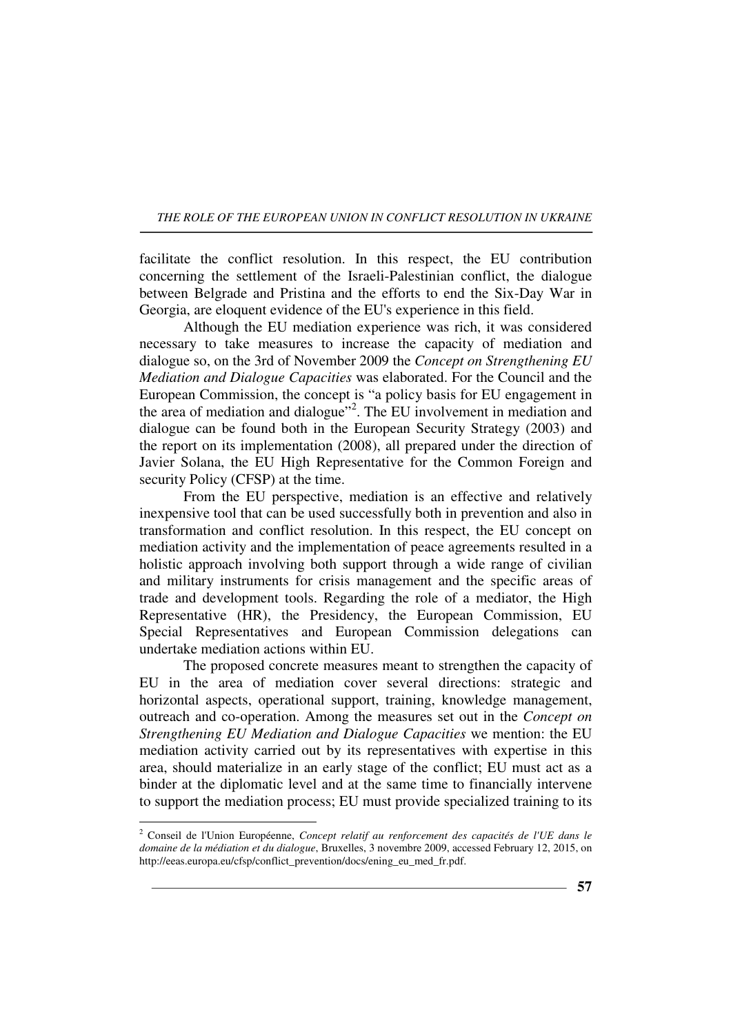facilitate the conflict resolution. In this respect, the EU contribution concerning the settlement of the Israeli-Palestinian conflict, the dialogue between Belgrade and Pristina and the efforts to end the Six-Day War in Georgia, are eloquent evidence of the EU's experience in this field.

Although the EU mediation experience was rich, it was considered necessary to take measures to increase the capacity of mediation and dialogue so, on the 3rd of November 2009 the *Concept on Strengthening EU Mediation and Dialogue Capacities* was elaborated. For the Council and the European Commission, the concept is "a policy basis for EU engagement in the area of mediation and dialogue"[2]. The EU involvement in mediation and dialogue can be found both in the European Security Strategy (2003) and the report on its implementation (2008), all prepared under the direction of Javier Solana, the EU High Representative for the Common Foreign and security Policy (CFSP) at the time.

From the EU perspective, mediation is an effective and relatively inexpensive tool that can be used successfully both in prevention and also in transformation and conflict resolution. In this respect, the EU concept on mediation activity and the implementation of peace agreements resulted in a holistic approach involving both support through a wide range of civilian and military instruments for crisis management and the specific areas of trade and development tools. Regarding the role of a mediator, the High Representative (HR), the Presidency, the European Commission, EU Special Representatives and European Commission delegations can undertake mediation actions within EU.

The proposed concrete measures meant to strengthen the capacity of EU in the area of mediation cover several directions: strategic and horizontal aspects, operational support, training, knowledge management, outreach and co-operation. Among the measures set out in the *Concept on Strengthening EU Mediation and Dialogue Capacities* we mention: the EU mediation activity carried out by its representatives with expertise in this area, should materialize in an early stage of the conflict; EU must act as a binder at the diplomatic level and at the same time to financially intervene to support the mediation process; EU must provide specialized training to its

---

[2] Conseil de l'Union Européenne, *Concept relatif au renforcement des capacités de l'UE dans le domaine de la médiation et du dialogue*, Bruxelles, 3 novembre 2009, accessed February 12, 2015, on http://eeas.europa.eu/cfsp/conflict_prevention/docs/ening_eu_med_fr.pdf.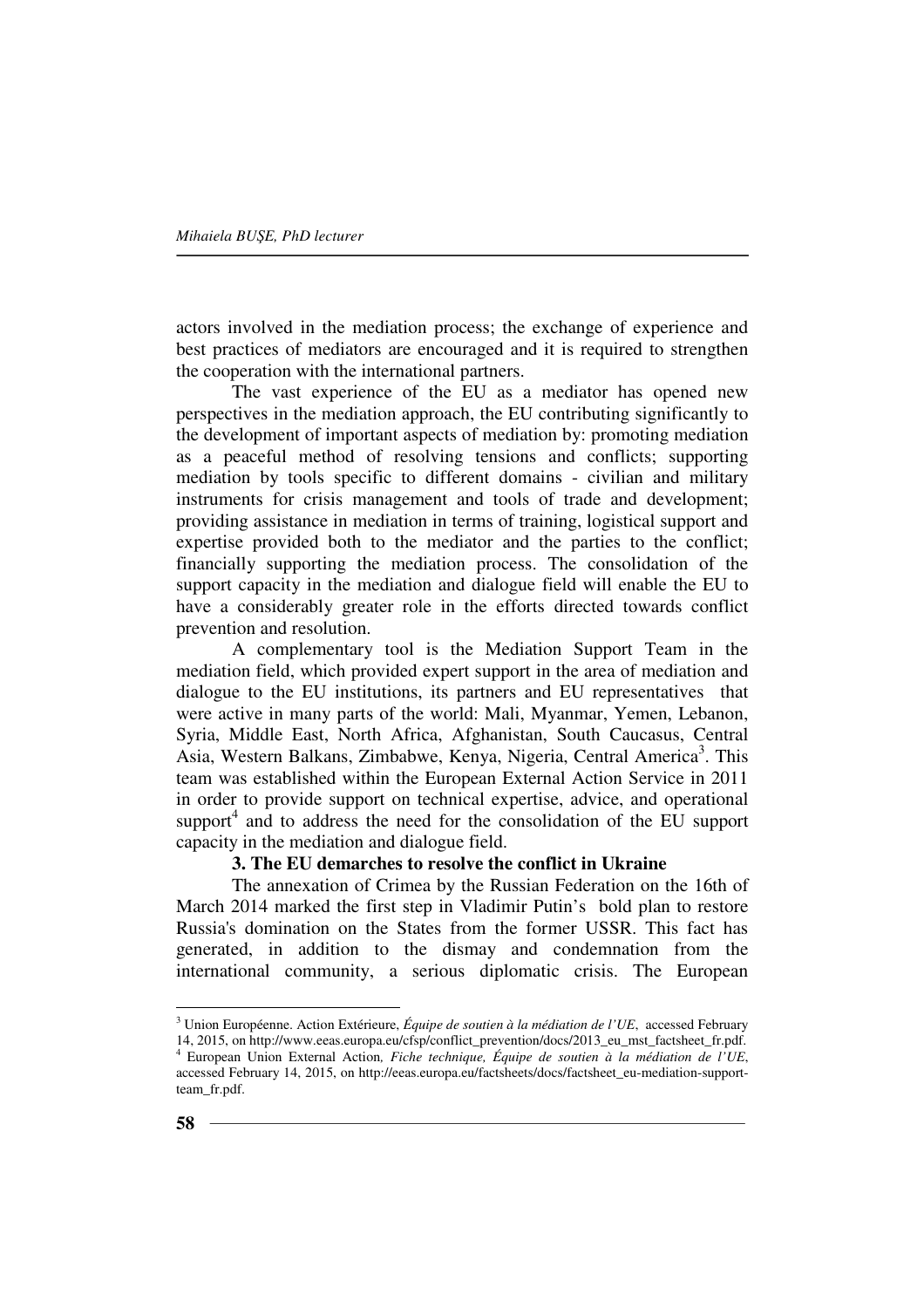actors involved in the mediation process; the exchange of experience and best practices of mediators are encouraged and it is required to strengthen the cooperation with the international partners.

The vast experience of the EU as a mediator has opened new perspectives in the mediation approach, the EU contributing significantly to the development of important aspects of mediation by: promoting mediation as a peaceful method of resolving tensions and conflicts; supporting mediation by tools specific to different domains - civilian and military instruments for crisis management and tools of trade and development; providing assistance in mediation in terms of training, logistical support and expertise provided both to the mediator and the parties to the conflict; financially supporting the mediation process. The consolidation of the support capacity in the mediation and dialogue field will enable the EU to have a considerably greater role in the efforts directed towards conflict prevention and resolution.

A complementary tool is the Mediation Support Team in the mediation field, which provided expert support in the area of mediation and dialogue to the EU institutions, its partners and EU representatives that were active in many parts of the world: Mali, Myanmar, Yemen, Lebanon, Syria, Middle East, North Africa, Afghanistan, South Caucasus, Central Asia, Western Balkans, Zimbabwe, Kenya, Nigeria, Central America[3]. This team was established within the European External Action Service in 2011 in order to provide support on technical expertise, advice, and operational support[4] and to address the need for the consolidation of the EU support capacity in the mediation and dialogue field.

### 3. The EU demarches to resolve the conflict in Ukraine

The annexation of Crimea by the Russian Federation on the 16th of March 2014 marked the first step in Vladimir Putin's bold plan to restore Russia's domination on the States from the former USSR. This fact has generated, in addition to the dismay and condemnation from the international community, a serious diplomatic crisis. The European

---

[3] Union Européenne. Action Extérieure, *Équipe de soutien à la médiation de l'UE*, accessed February 14, 2015, on http://www.eeas.europa.eu/cfsp/conflict_prevention/docs/2013_eu_mst_factsheet_fr.pdf.

[4] European Union External Action, *Fiche technique, Équipe de soutien à la médiation de l'UE*, accessed February 14, 2015, on http://eeas.europa.eu/factsheets/docs/factsheet_eu-mediation-support-team_fr.pdf.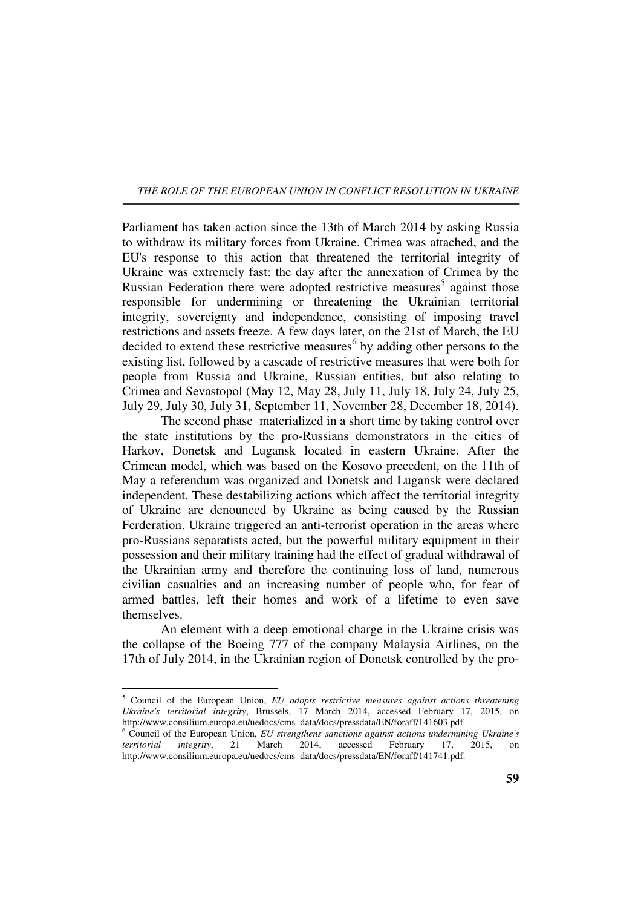Parliament has taken action since the 13th of March 2014 by asking Russia to withdraw its military forces from Ukraine. Crimea was attached, and the EU's response to this action that threatened the territorial integrity of Ukraine was extremely fast: the day after the annexation of Crimea by the Russian Federation there were adopted restrictive measures[5] against those responsible for undermining or threatening the Ukrainian territorial integrity, sovereignty and independence, consisting of imposing travel restrictions and assets freeze. A few days later, on the 21st of March, the EU decided to extend these restrictive measures[6] by adding other persons to the existing list, followed by a cascade of restrictive measures that were both for people from Russia and Ukraine, Russian entities, but also relating to Crimea and Sevastopol (May 12, May 28, July 11, July 18, July 24, July 25, July 29, July 30, July 31, September 11, November 28, December 18, 2014).

The second phase materialized in a short time by taking control over the state institutions by the pro-Russians demonstrators in the cities of Harkov, Donetsk and Lugansk located in eastern Ukraine. After the Crimean model, which was based on the Kosovo precedent, on the 11th of May a referendum was organized and Donetsk and Lugansk were declared independent. These destabilizing actions which affect the territorial integrity of Ukraine are denounced by Ukraine as being caused by the Russian Ferderation. Ukraine triggered an anti-terrorist operation in the areas where pro-Russians separatists acted, but the powerful military equipment in their possession and their military training had the effect of gradual withdrawal of the Ukrainian army and therefore the continuing loss of land, numerous civilian casualties and an increasing number of people who, for fear of armed battles, left their homes and work of a lifetime to even save themselves.

An element with a deep emotional charge in the Ukraine crisis was the collapse of the Boeing 777 of the company Malaysia Airlines, on the 17th of July 2014, in the Ukrainian region of Donetsk controlled by the pro-

---

[5] Council of the European Union, *EU adopts restrictive measures against actions threatening Ukraine's territorial integrity*, Brussels, 17 March 2014, accessed February 17, 2015, on http://www.consilium.europa.eu/uedocs/cms_data/docs/pressdata/EN/foraff/141603.pdf.

[6] Council of the European Union, *EU strengthens sanctions against actions undermining Ukraine's territorial integrity*, 21 March 2014, accessed February 17, 2015, on http://www.consilium.europa.eu/uedocs/cms_data/docs/pressdata/EN/foraff/141741.pdf.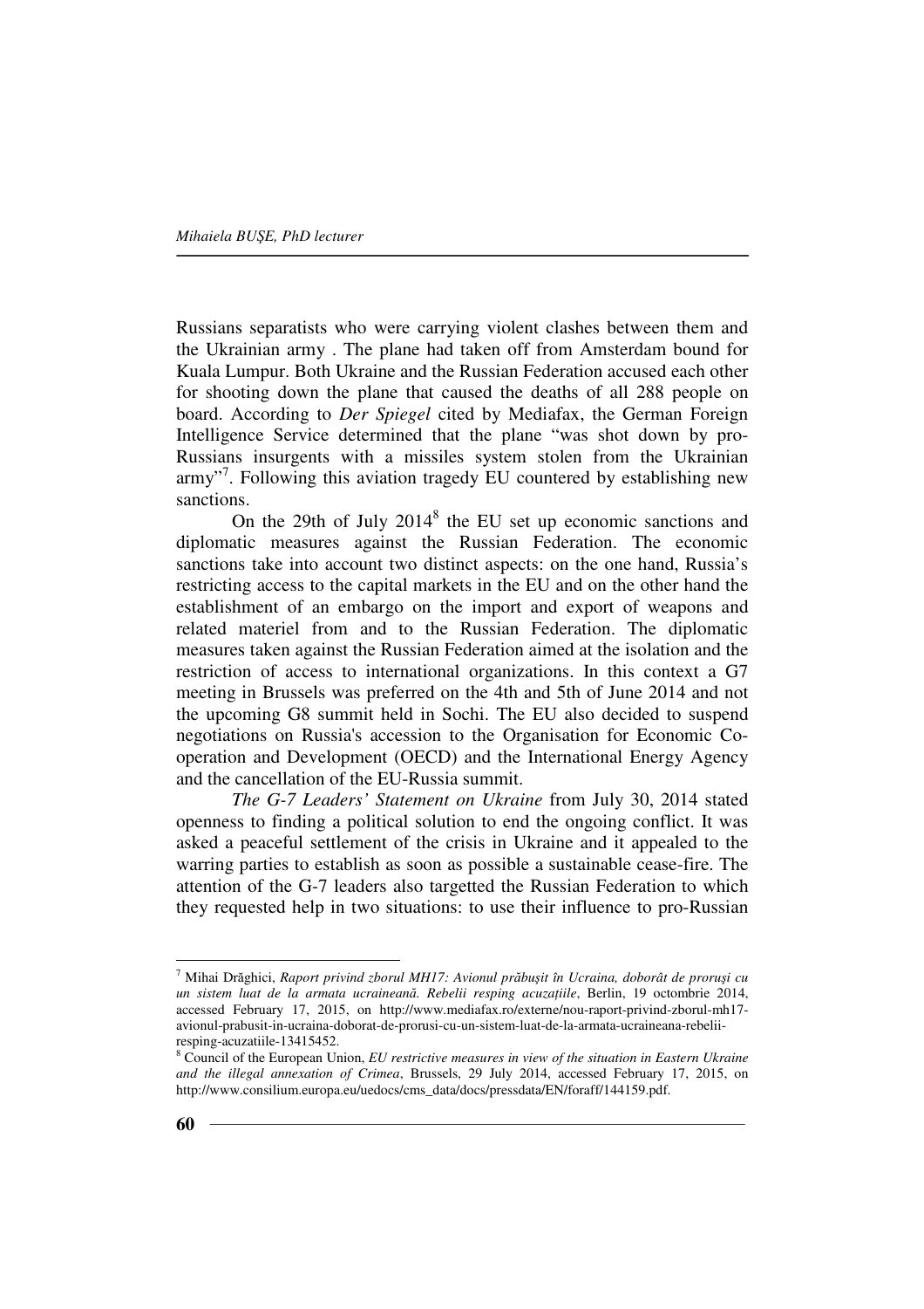Russians separatists who were carrying violent clashes between them and the Ukrainian army . The plane had taken off from Amsterdam bound for Kuala Lumpur. Both Ukraine and the Russian Federation accused each other for shooting down the plane that caused the deaths of all 288 people on board. According to *Der Spiegel* cited by Mediafax, the German Foreign Intelligence Service determined that the plane "was shot down by pro-Russians insurgents with a missiles system stolen from the Ukrainian army"[7]. Following this aviation tragedy EU countered by establishing new sanctions.

On the 29th of July 2014[8] the EU set up economic sanctions and diplomatic measures against the Russian Federation. The economic sanctions take into account two distinct aspects: on the one hand, Russia's restricting access to the capital markets in the EU and on the other hand the establishment of an embargo on the import and export of weapons and related materiel from and to the Russian Federation. The diplomatic measures taken against the Russian Federation aimed at the isolation and the restriction of access to international organizations. In this context a G7 meeting in Brussels was preferred on the 4th and 5th of June 2014 and not the upcoming G8 summit held in Sochi. The EU also decided to suspend negotiations on Russia's accession to the Organisation for Economic Co-operation and Development (OECD) and the International Energy Agency and the cancellation of the EU-Russia summit.

*The G-7 Leaders' Statement on Ukraine* from July 30, 2014 stated openness to finding a political solution to end the ongoing conflict. It was asked a peaceful settlement of the crisis in Ukraine and it appealed to the warring parties to establish as soon as possible a sustainable cease-fire. The attention of the G-7 leaders also targetted the Russian Federation to which they requested help in two situations: to use their influence to pro-Russian

---

[7] Mihai Drăghici, *Raport privind zborul MH17: Avionul prăbuşit în Ucraina, doborât de proruşi cu un sistem luat de la armata ucraineană. Rebelii resping acuzaţiile*, Berlin, 19 octombrie 2014, accessed February 17, 2015, on http://www.mediafax.ro/externe/nou-raport-privind-zborul-mh17-avionul-prabusit-in-ucraina-doborat-de-prorusi-cu-un-sistem-luat-de-la-armata-ucraineana-rebelii-resping-acuzatiile-13415452.

[8] Council of the European Union, *EU restrictive measures in view of the situation in Eastern Ukraine and the illegal annexation of Crimea*, Brussels, 29 July 2014, accessed February 17, 2015, on http://www.consilium.europa.eu/uedocs/cms_data/docs/pressdata/EN/foraff/144159.pdf.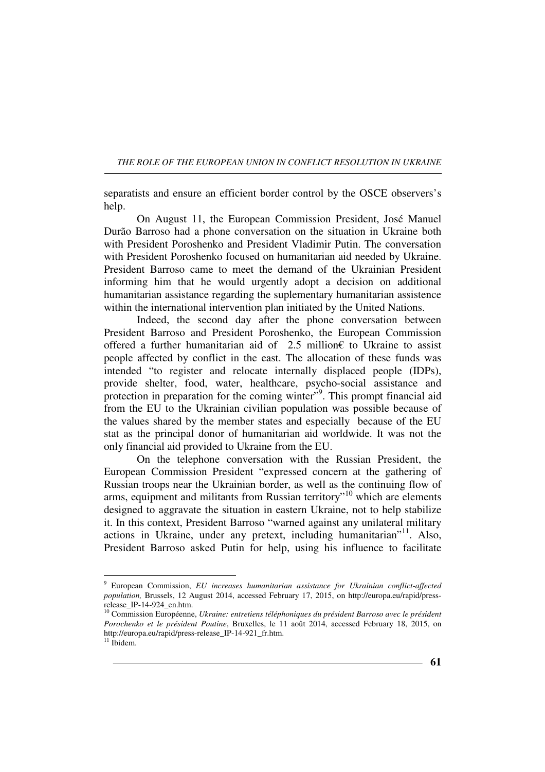separatists and ensure an efficient border control by the OSCE observers's help.

On August 11, the European Commission President, José Manuel Durão Barroso had a phone conversation on the situation in Ukraine both with President Poroshenko and President Vladimir Putin. The conversation with President Poroshenko focused on humanitarian aid needed by Ukraine. President Barroso came to meet the demand of the Ukrainian President informing him that he would urgently adopt a decision on additional humanitarian assistance regarding the suplementary humanitarian assistence within the international intervention plan initiated by the United Nations.

Indeed, the second day after the phone conversation between President Barroso and President Poroshenko, the European Commission offered a further humanitarian aid of 2.5 million€ to Ukraine to assist people affected by conflict in the east. The allocation of these funds was intended "to register and relocate internally displaced people (IDPs), provide shelter, food, water, healthcare, psycho-social assistance and protection in preparation for the coming winter"[9]. This prompt financial aid from the EU to the Ukrainian civilian population was possible because of the values shared by the member states and especially because of the EU stat as the principal donor of humanitarian aid worldwide. It was not the only financial aid provided to Ukraine from the EU.

On the telephone conversation with the Russian President, the European Commission President "expressed concern at the gathering of Russian troops near the Ukrainian border, as well as the continuing flow of arms, equipment and militants from Russian territory"[10] which are elements designed to aggravate the situation in eastern Ukraine, not to help stabilize it. In this context, President Barroso "warned against any unilateral military actions in Ukraine, under any pretext, including humanitarian"[11]. Also, President Barroso asked Putin for help, using his influence to facilitate

[9] European Commission, *EU increases humanitarian assistance for Ukrainian conflict-affected population,* Brussels, 12 August 2014, accessed February 17, 2015, on http://europa.eu/rapid/press-release_IP-14-924_en.htm.

[10] Commission Européenne, *Ukraine: entretiens téléphoniques du président Barroso avec le président Porochenko et le président Poutine*, Bruxelles, le 11 août 2014, accessed February 18, 2015, on http://europa.eu/rapid/press-release_IP-14-921_fr.htm.

[11] Ibidem.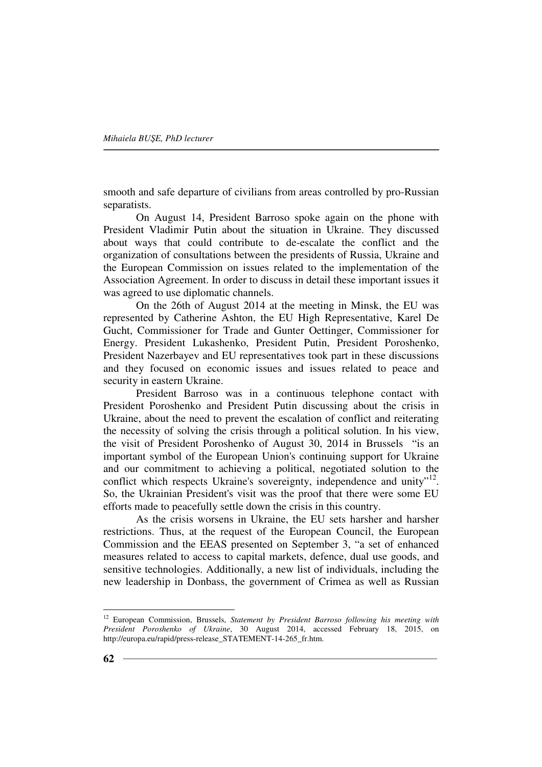smooth and safe departure of civilians from areas controlled by pro-Russian separatists.

On August 14, President Barroso spoke again on the phone with President Vladimir Putin about the situation in Ukraine. They discussed about ways that could contribute to de-escalate the conflict and the organization of consultations between the presidents of Russia, Ukraine and the European Commission on issues related to the implementation of the Association Agreement. In order to discuss in detail these important issues it was agreed to use diplomatic channels.

On the 26th of August 2014 at the meeting in Minsk, the EU was represented by Catherine Ashton, the EU High Representative, Karel De Gucht, Commissioner for Trade and Gunter Oettinger, Commissioner for Energy. President Lukashenko, President Putin, President Poroshenko, President Nazerbayev and EU representatives took part in these discussions and they focused on economic issues and issues related to peace and security in eastern Ukraine.

President Barroso was in a continuous telephone contact with President Poroshenko and President Putin discussing about the crisis in Ukraine, about the need to prevent the escalation of conflict and reiterating the necessity of solving the crisis through a political solution. In his view, the visit of President Poroshenko of August 30, 2014 in Brussels "is an important symbol of the European Union's continuing support for Ukraine and our commitment to achieving a political, negotiated solution to the conflict which respects Ukraine's sovereignty, independence and unity"[12]. So, the Ukrainian President's visit was the proof that there were some EU efforts made to peacefully settle down the crisis in this country.

As the crisis worsens in Ukraine, the EU sets harsher and harsher restrictions. Thus, at the request of the European Council, the European Commission and the EEAS presented on September 3, "a set of enhanced measures related to access to capital markets, defence, dual use goods, and sensitive technologies. Additionally, a new list of individuals, including the new leadership in Donbass, the government of Crimea as well as Russian

---

[12] European Commission, Brussels, *Statement by President Barroso following his meeting with President Poroshenko of Ukraine*, 30 August 2014, accessed February 18, 2015, on http://europa.eu/rapid/press-release_STATEMENT-14-265_fr.htm.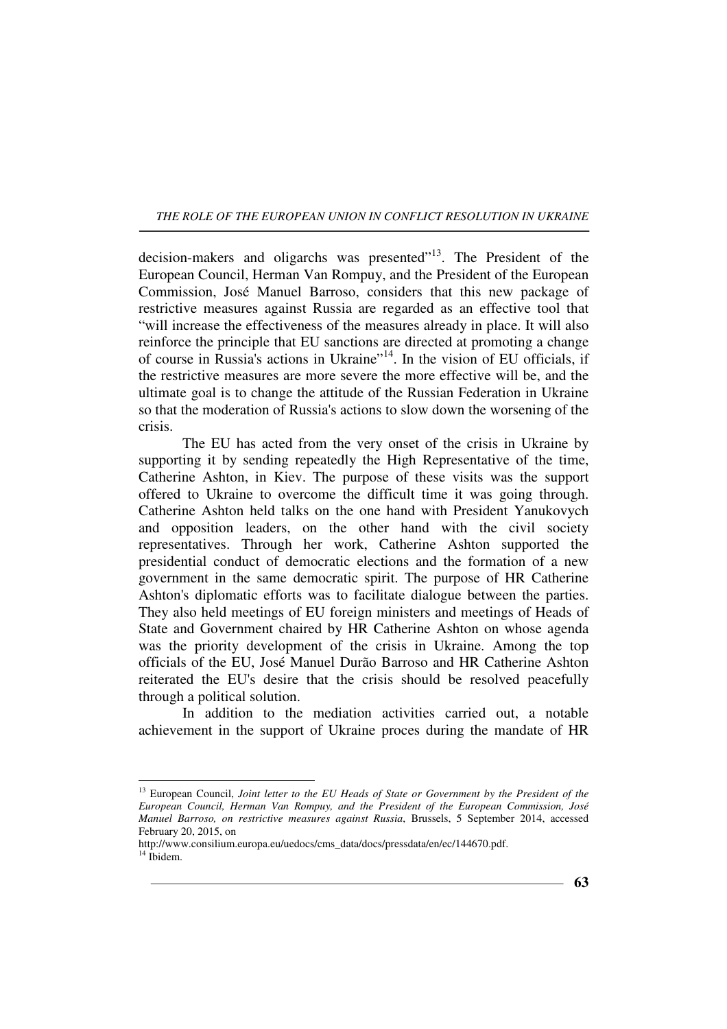decision-makers and oligarchs was presented"[13]. The President of the European Council, Herman Van Rompuy, and the President of the European Commission, José Manuel Barroso, considers that this new package of restrictive measures against Russia are regarded as an effective tool that "will increase the effectiveness of the measures already in place. It will also reinforce the principle that EU sanctions are directed at promoting a change of course in Russia's actions in Ukraine"[14]. In the vision of EU officials, if the restrictive measures are more severe the more effective will be, and the ultimate goal is to change the attitude of the Russian Federation in Ukraine so that the moderation of Russia's actions to slow down the worsening of the crisis.

The EU has acted from the very onset of the crisis in Ukraine by supporting it by sending repeatedly the High Representative of the time, Catherine Ashton, in Kiev. The purpose of these visits was the support offered to Ukraine to overcome the difficult time it was going through. Catherine Ashton held talks on the one hand with President Yanukovych and opposition leaders, on the other hand with the civil society representatives. Through her work, Catherine Ashton supported the presidential conduct of democratic elections and the formation of a new government in the same democratic spirit. The purpose of HR Catherine Ashton's diplomatic efforts was to facilitate dialogue between the parties. They also held meetings of EU foreign ministers and meetings of Heads of State and Government chaired by HR Catherine Ashton on whose agenda was the priority development of the crisis in Ukraine. Among the top officials of the EU, José Manuel Durão Barroso and HR Catherine Ashton reiterated the EU's desire that the crisis should be resolved peacefully through a political solution.

In addition to the mediation activities carried out, a notable achievement in the support of Ukraine proces during the mandate of HR

---

[13] European Council, *Joint letter to the EU Heads of State or Government by the President of the European Council, Herman Van Rompuy, and the President of the European Commission, José Manuel Barroso, on restrictive measures against Russia*, Brussels, 5 September 2014, accessed February 20, 2015, on http://www.consilium.europa.eu/uedocs/cms_data/docs/pressdata/en/ec/144670.pdf.

[14] Ibidem.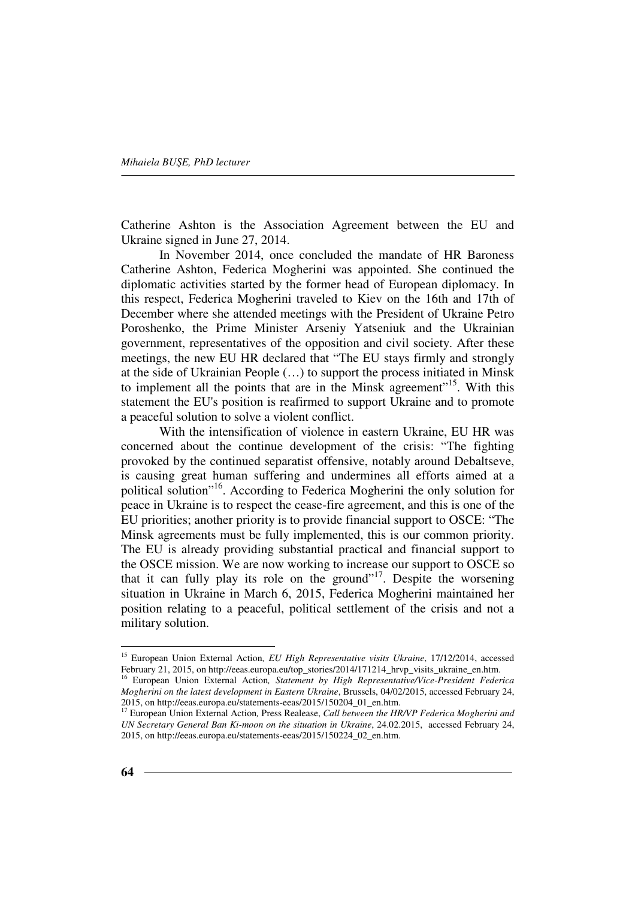Catherine Ashton is the Association Agreement between the EU and Ukraine signed in June 27, 2014.

In November 2014, once concluded the mandate of HR Baroness Catherine Ashton, Federica Mogherini was appointed. She continued the diplomatic activities started by the former head of European diplomacy. In this respect, Federica Mogherini traveled to Kiev on the 16th and 17th of December where she attended meetings with the President of Ukraine Petro Poroshenko, the Prime Minister Arseniy Yatseniuk and the Ukrainian government, representatives of the opposition and civil society. After these meetings, the new EU HR declared that "The EU stays firmly and strongly at the side of Ukrainian People (…) to support the process initiated in Minsk to implement all the points that are in the Minsk agreement"[15]. With this statement the EU's position is reafirmed to support Ukraine and to promote a peaceful solution to solve a violent conflict.

With the intensification of violence in eastern Ukraine, EU HR was concerned about the continue development of the crisis: "The fighting provoked by the continued separatist offensive, notably around Debaltseve, is causing great human suffering and undermines all efforts aimed at a political solution"[16]. According to Federica Mogherini the only solution for peace in Ukraine is to respect the cease-fire agreement, and this is one of the EU priorities; another priority is to provide financial support to OSCE: "The Minsk agreements must be fully implemented, this is our common priority. The EU is already providing substantial practical and financial support to the OSCE mission. We are now working to increase our support to OSCE so that it can fully play its role on the ground"[17]. Despite the worsening situation in Ukraine in March 6, 2015, Federica Mogherini maintained her position relating to a peaceful, political settlement of the crisis and not a military solution.

---

[15] European Union External Action, *EU High Representative visits Ukraine*, 17/12/2014, accessed February 21, 2015, on http://eeas.europa.eu/top_stories/2014/171214_hrvp_visits_ukraine_en.htm.

[16] European Union External Action, *Statement by High Representative/Vice-President Federica Mogherini on the latest development in Eastern Ukraine*, Brussels, 04/02/2015, accessed February 24, 2015, on http://eeas.europa.eu/statements-eeas/2015/150204_01_en.htm.

[17] European Union External Action, Press Realease, *Call between the HR/VP Federica Mogherini and UN Secretary General Ban Ki-moon on the situation in Ukraine*, 24.02.2015, accessed February 24, 2015, on http://eeas.europa.eu/statements-eeas/2015/150224_02_en.htm.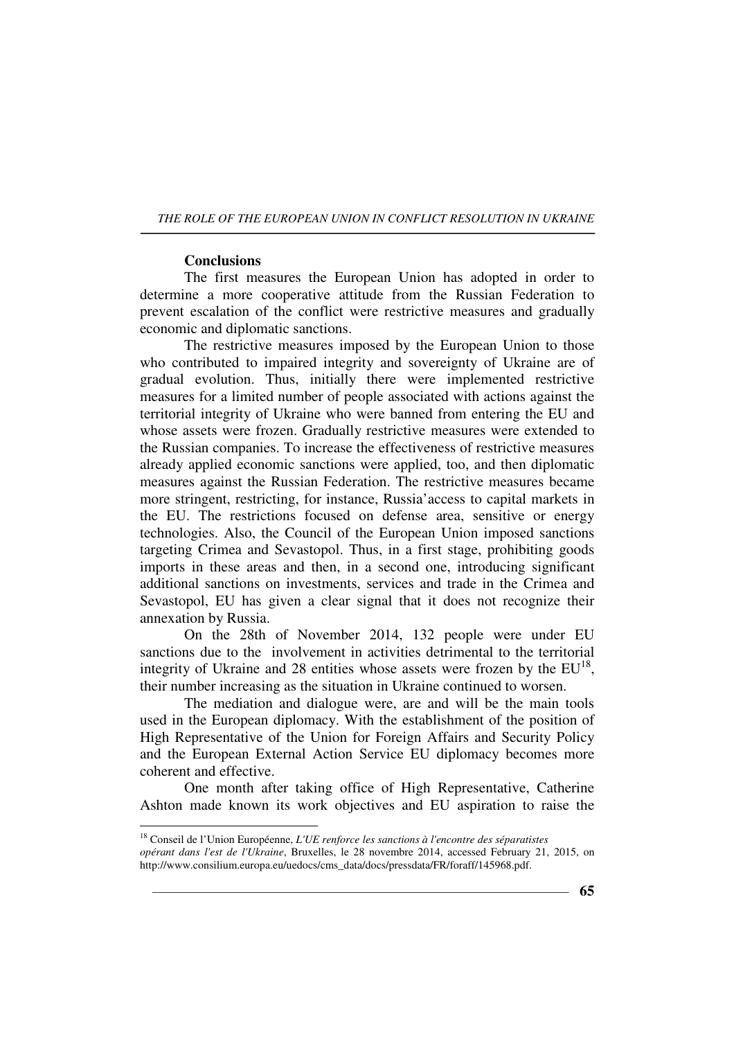## Conclusions

The first measures the European Union has adopted in order to determine a more cooperative attitude from the Russian Federation to prevent escalation of the conflict were restrictive measures and gradually economic and diplomatic sanctions.

The restrictive measures imposed by the European Union to those who contributed to impaired integrity and sovereignty of Ukraine are of gradual evolution. Thus, initially there were implemented restrictive measures for a limited number of people associated with actions against the territorial integrity of Ukraine who were banned from entering the EU and whose assets were frozen. Gradually restrictive measures were extended to the Russian companies. To increase the effectiveness of restrictive measures already applied economic sanctions were applied, too, and then diplomatic measures against the Russian Federation. The restrictive measures became more stringent, restricting, for instance, Russia'access to capital markets in the EU. The restrictions focused on defense area, sensitive or energy technologies. Also, the Council of the European Union imposed sanctions targeting Crimea and Sevastopol. Thus, in a first stage, prohibiting goods imports in these areas and then, in a second one, introducing significant additional sanctions on investments, services and trade in the Crimea and Sevastopol, EU has given a clear signal that it does not recognize their annexation by Russia.

On the 28th of November 2014, 132 people were under EU sanctions due to the involvement in activities detrimental to the territorial integrity of Ukraine and 28 entities whose assets were frozen by the EU[18], their number increasing as the situation in Ukraine continued to worsen.

The mediation and dialogue were, are and will be the main tools used in the European diplomacy. With the establishment of the position of High Representative of the Union for Foreign Affairs and Security Policy and the European External Action Service EU diplomacy becomes more coherent and effective.

One month after taking office of High Representative, Catherine Ashton made known its work objectives and EU aspiration to raise the

---

[18] Conseil de l'Union Européenne, *L'UE renforce les sanctions à l'encontre des séparatistes opérant dans l'est de l'Ukraine*, Bruxelles, le 28 novembre 2014, accessed February 21, 2015, on http://www.consilium.europa.eu/uedocs/cms_data/docs/pressdata/FR/foraff/145968.pdf.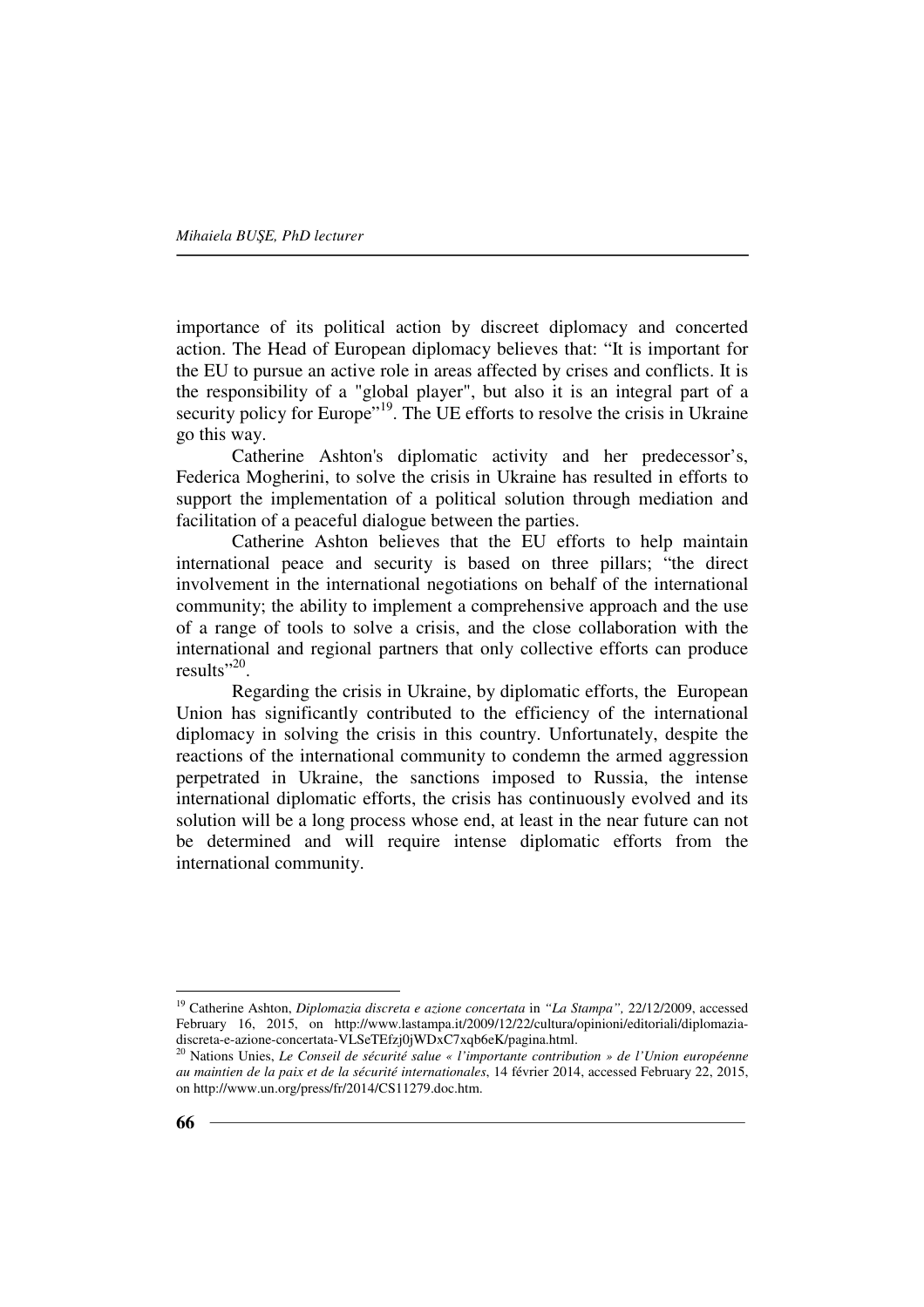importance of its political action by discreet diplomacy and concerted action. The Head of European diplomacy believes that: "It is important for the EU to pursue an active role in areas affected by crises and conflicts. It is the responsibility of a "global player", but also it is an integral part of a security policy for Europe"[19]. The UE efforts to resolve the crisis in Ukraine go this way.

Catherine Ashton's diplomatic activity and her predecessor's, Federica Mogherini, to solve the crisis in Ukraine has resulted in efforts to support the implementation of a political solution through mediation and facilitation of a peaceful dialogue between the parties.

Catherine Ashton believes that the EU efforts to help maintain international peace and security is based on three pillars; "the direct involvement in the international negotiations on behalf of the international community; the ability to implement a comprehensive approach and the use of a range of tools to solve a crisis, and the close collaboration with the international and regional partners that only collective efforts can produce results"[20].

Regarding the crisis in Ukraine, by diplomatic efforts, the European Union has significantly contributed to the efficiency of the international diplomacy in solving the crisis in this country. Unfortunately, despite the reactions of the international community to condemn the armed aggression perpetrated in Ukraine, the sanctions imposed to Russia, the intense international diplomatic efforts, the crisis has continuously evolved and its solution will be a long process whose end, at least in the near future can not be determined and will require intense diplomatic efforts from the international community.

---

[19] Catherine Ashton, *Diplomazia discreta e azione concertata* in *"La Stampa"*, 22/12/2009, accessed February 16, 2015, on http://www.lastampa.it/2009/12/22/cultura/opinioni/editoriali/diplomazia-discreta-e-azione-concertata-VLSeTEfzj0jWDxC7xqb6eK/pagina.html.

[20] Nations Unies, *Le Conseil de sécurité salue « l'importante contribution » de l'Union européenne au maintien de la paix et de la sécurité internationales*, 14 février 2014, accessed February 22, 2015, on http://www.un.org/press/fr/2014/CS11279.doc.htm.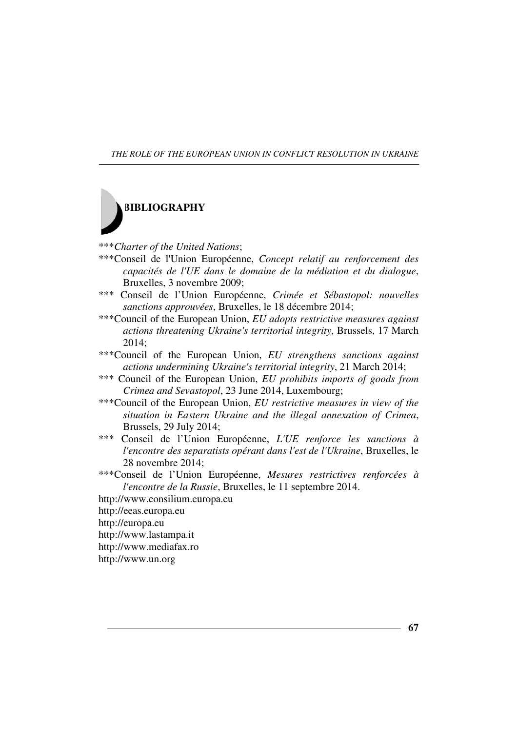## BIBLIOGRAPHY

***_Charter of the United Nations_;

***Conseil de l'Union Européenne, _Concept relatif au renforcement des capacités de l'UE dans le domaine de la médiation et du dialogue_, Bruxelles, 3 novembre 2009;

*** Conseil de l'Union Européenne, _Crimée et Sébastopol: nouvelles sanctions approuvées_, Bruxelles, le 18 décembre 2014;

***Council of the European Union, _EU adopts restrictive measures against actions threatening Ukraine's territorial integrity_, Brussels, 17 March 2014;

***Council of the European Union, _EU strengthens sanctions against actions undermining Ukraine's territorial integrity_, 21 March 2014;

*** Council of the European Union, _EU prohibits imports of goods from Crimea and Sevastopol_, 23 June 2014, Luxembourg;

***Council of the European Union, _EU restrictive measures in view of the situation in Eastern Ukraine and the illegal annexation of Crimea_, Brussels, 29 July 2014;

*** Conseil de l'Union Européenne, _L'UE renforce les sanctions à l'encontre des separatists opérant dans l'est de l'Ukraine_, Bruxelles, le 28 novembre 2014;

***Conseil de l'Union Européenne, _Mesures restrictives renforcées à l'encontre de la Russie_, Bruxelles, le 11 septembre 2014.

http://www.consilium.europa.eu

http://eeas.europa.eu

http://europa.eu

http://www.lastampa.it

http://www.mediafax.ro

http://www.un.org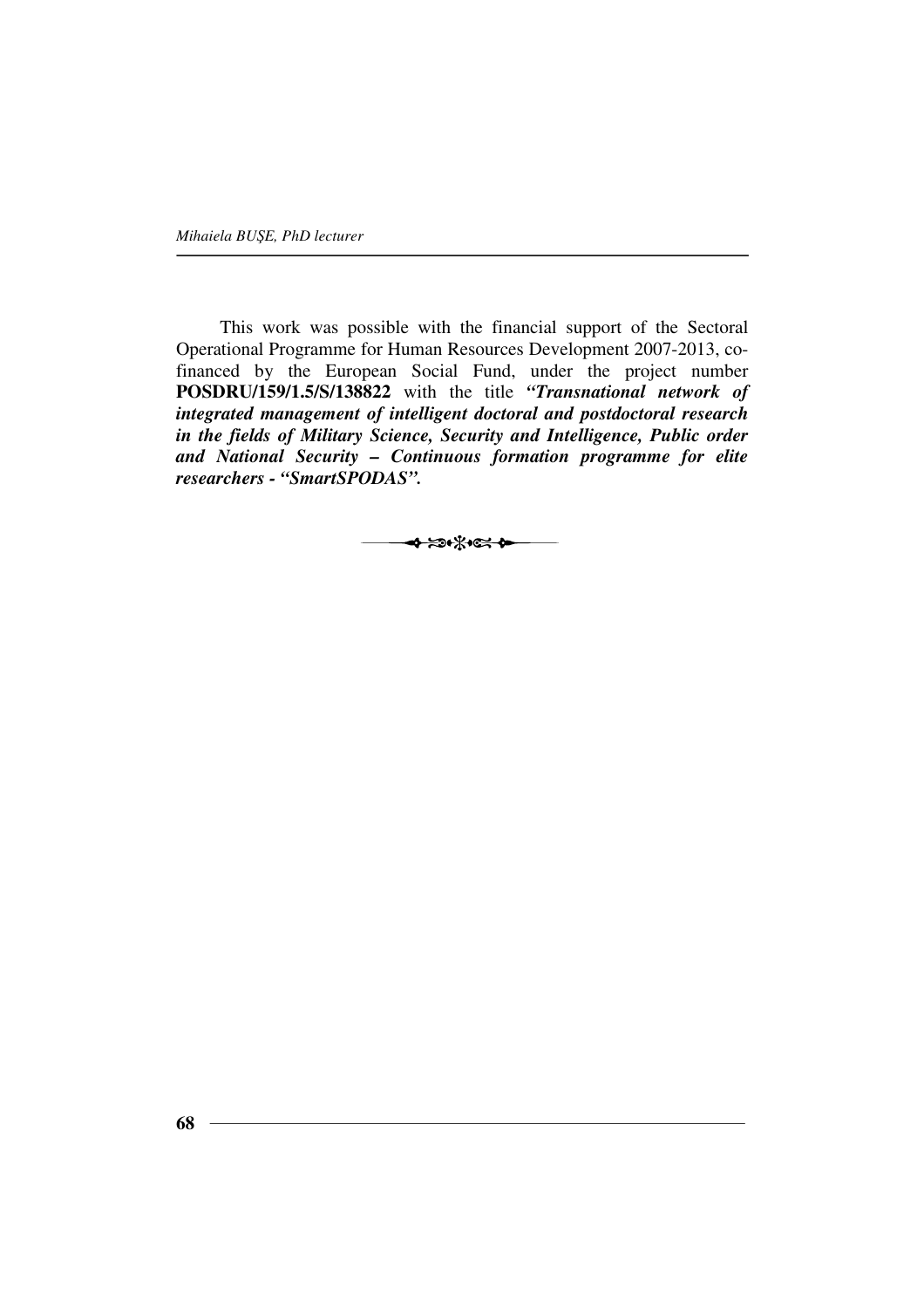This work was possible with the financial support of the Sectoral Operational Programme for Human Resources Development 2007-2013, co-financed by the European Social Fund, under the project number **POSDRU/159/1.5/S/138822** with the title ***"Transnational network of integrated management of intelligent doctoral and postdoctoral research in the fields of Military Science, Security and Intelligence, Public order and National Security – Continuous formation programme for elite researchers - "SmartSPODAS".***